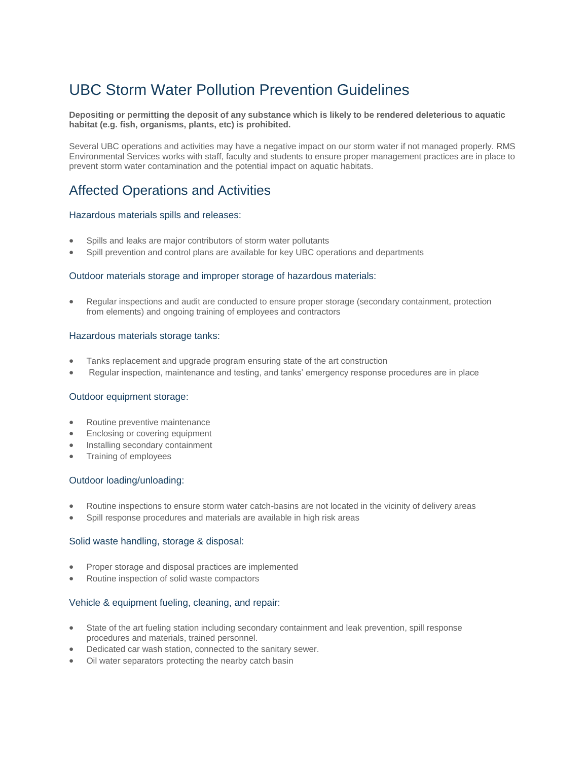# UBC Storm Water Pollution Prevention Guidelines

**Depositing or permitting the deposit of any substance which is likely to be rendered deleterious to aquatic habitat (e.g. fish, organisms, plants, etc) is prohibited.**

Several UBC operations and activities may have a negative impact on our storm water if not managed properly. RMS Environmental Services works with staff, faculty and students to ensure proper management practices are in place to prevent storm water contamination and the potential impact on aquatic habitats.

## Affected Operations and Activities

### Hazardous materials spills and releases:

- Spills and leaks are major contributors of storm water pollutants
- Spill prevention and control plans are available for key UBC operations and departments

### Outdoor materials storage and improper storage of hazardous materials:

- Regular inspections and audit are conducted to ensure proper storage (secondary containment, protection from elements) and ongoing training of employees and contractors

### Hazardous materials storage tanks:

- Tanks replacement and upgrade program ensuring state of the art construction
- Regular inspection, maintenance and testing, and tanks' emergency response procedures are in place

### Outdoor equipment storage:

- Routine preventive maintenance
- Enclosing or covering equipment
- Installing secondary containment
- Training of employees

### Outdoor loading/unloading:

- Routine inspections to ensure storm water catch-basins are not located in the vicinity of delivery areas
- Spill response procedures and materials are available in high risk areas

### Solid waste handling, storage & disposal:

- Proper storage and disposal practices are implemented
- Routine inspection of solid waste compactors

### Vehicle & equipment fueling, cleaning, and repair:

- State of the art fueling station including secondary containment and leak prevention, spill response procedures and materials, trained personnel.
- Dedicated car wash station, connected to the sanitary sewer.
- Oil water separators protecting the nearby catch basin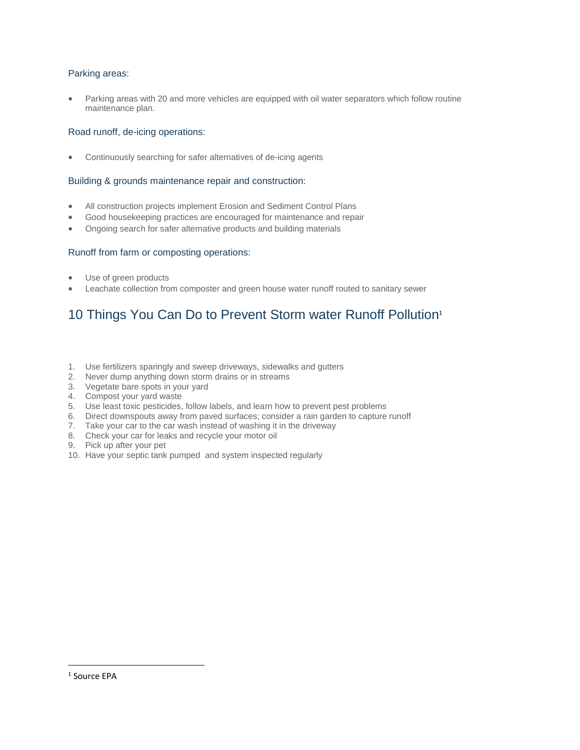### Parking areas:

- Parking areas with 20 and more vehicles are equipped with oil water separators which follow routine maintenance plan.

### Road runoff, de-icing operations:

- Continuously searching for safer alternatives of de-icing agents

### Building & grounds maintenance repair and construction:

- All construction projects implement Erosion and Sediment Control Plans
- Good housekeeping practices are encouraged for maintenance and repair
- Ongoing search for safer alternative products and building materials

### Runoff from farm or composting operations:

- Use of green products
- Leachate collection from composter and green house water runoff routed to sanitary sewer

## 10 Things You Can Do to Prevent Storm water Runoff Pollution[1]

1. Use fertilizers sparingly and sweep driveways, sidewalks and gutters
2. Never dump anything down storm drains or in streams
3. Vegetate bare spots in your yard
4. Compost your yard waste
5. Use least toxic pesticides, follow labels, and learn how to prevent pest problems
6. Direct downspouts away from paved surfaces; consider a rain garden to capture runoff
7. Take your car to the car wash instead of washing it in the driveway
8. Check your car for leaks and recycle your motor oil
9. Pick up after your pet
10. Have your septic tank pumped and system inspected regularly

---

[1] Source EPA